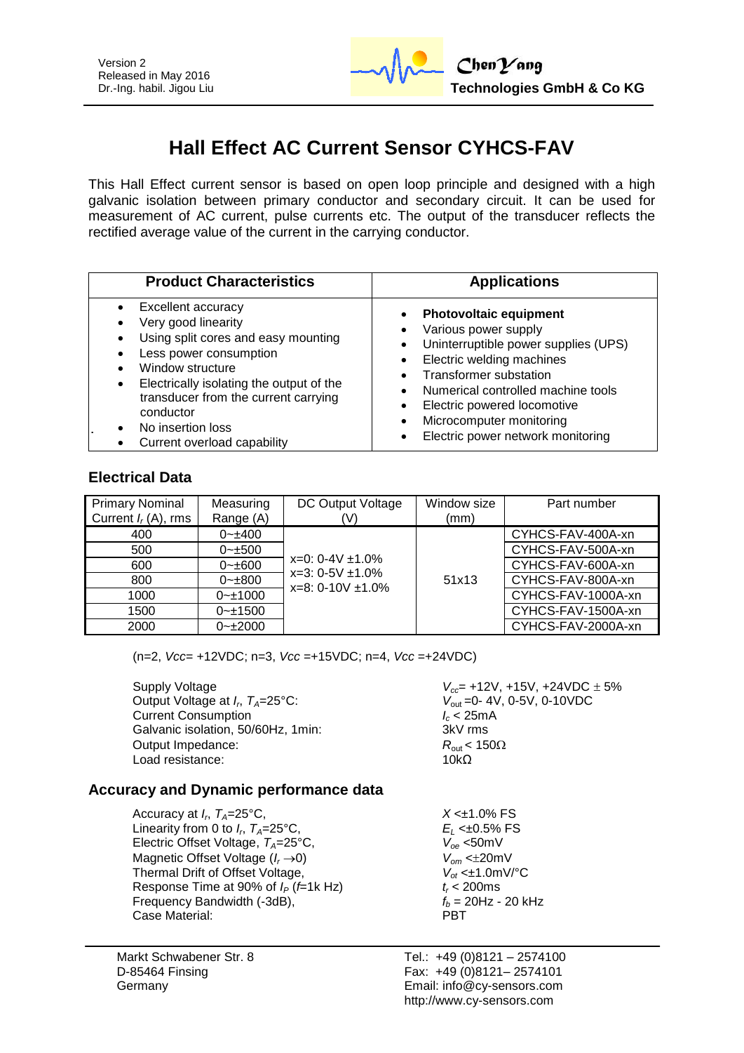Version 2
Released in May 2016
Dr.-Ing. habil. Jigou Liu

**ChenYang Technologies GmbH & Co KG**

# Hall Effect AC Current Sensor CYHCS-FAV

This Hall Effect current sensor is based on open loop principle and designed with a high galvanic isolation between primary conductor and secondary circuit. It can be used for measurement of AC current, pulse currents etc. The output of the transducer reflects the rectified average value of the current in the carrying conductor.

| Product Characteristics | Applications |
|---|---|
| • Excellent accuracy<br>• Very good linearity<br>• Using split cores and easy mounting<br>• Less power consumption<br>• Window structure<br>• Electrically isolating the output of the transducer from the current carrying conductor<br>• No insertion loss<br>• Current overload capability | • **Photovoltaic equipment**<br>• Various power supply<br>• Uninterruptible power supplies (UPS)<br>• Electric welding machines<br>• Transformer substation<br>• Numerical controlled machine tools<br>• Electric powered locomotive<br>• Microcomputer monitoring<br>• Electric power network monitoring |

## Electrical Data

| Primary Nominal Current $I_r$ (A), rms | Measuring Range (A) | DC Output Voltage (V) | Window size (mm) | Part number |
|---|---|---|---|---|
| 400 | 0~±400 | x=0: 0-4V ±1.0%<br>x=3: 0-5V ±1.0%<br>x=8: 0-10V ±1.0% | 51x13 | CYHCS-FAV-400A-xn |
| 500 | 0~±500 | | | CYHCS-FAV-500A-xn |
| 600 | 0~±600 | | | CYHCS-FAV-600A-xn |
| 800 | 0~±800 | | | CYHCS-FAV-800A-xn |
| 1000 | 0~±1000 | | | CYHCS-FAV-1000A-xn |
| 1500 | 0~±1500 | | | CYHCS-FAV-1500A-xn |
| 2000 | 0~±2000 | | | CYHCS-FAV-2000A-xn |

(n=2, *Vcc*= +12VDC; n=3, *Vcc* =+15VDC; n=4, *Vcc* =+24VDC)

| | |
|---|---|
| Supply Voltage | $V_{cc}$= +12V, +15V, +24VDC ± 5% |
| Output Voltage at $I_r$, $T_A$=25°C: | $V_{out}$ =0- 4V, 0-5V, 0-10VDC |
| Current Consumption | $I_c$ < 25mA |
| Galvanic isolation, 50/60Hz, 1min: | 3kV rms |
| Output Impedance: | $R_{out}$ < 150Ω |
| Load resistance: | 10kΩ |

## Accuracy and Dynamic performance data

| | |
|---|---|
| Accuracy at $I_r$, $T_A$=25°C, | $X$ <±1.0% FS |
| Linearity from 0 to $I_r$, $T_A$=25°C, | $E_L$ <±0.5% FS |
| Electric Offset Voltage, $T_A$=25°C, | $V_{oe}$ <50mV |
| Magnetic Offset Voltage ($I_r \rightarrow 0$) | $V_{om}$ <±20mV |
| Thermal Drift of Offset Voltage, | $V_{ot}$ <±1.0mV/°C |
| Response Time at 90% of $I_P$ ($f$=1k Hz) | $t_r$ < 200ms |
| Frequency Bandwidth (-3dB), | $f_b$ = 20Hz - 20 kHz |
| Case Material: | PBT |

Markt Schwabener Str. 8
D-85464 Finsing
Germany

Tel.: +49 (0)8121 – 2574100
Fax: +49 (0)8121– 2574101
Email: info@cy-sensors.com
http://www.cy-sensors.com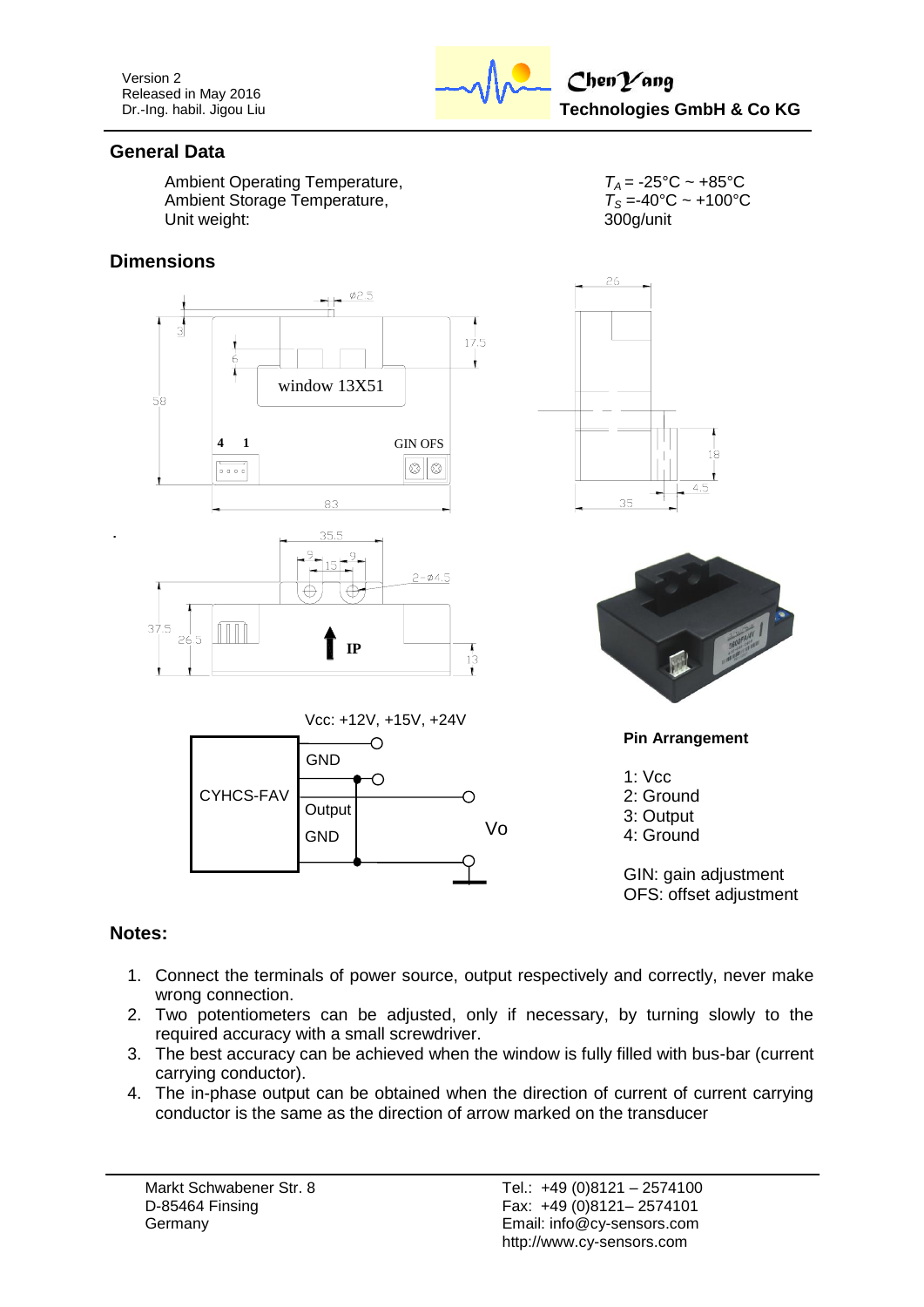## General Data

| | |
|---|---|
| Ambient Operating Temperature, | $T_A$ = -25°C ~ +85°C |
| Ambient Storage Temperature, | $T_S$ =-40°C ~ +100°C |
| Unit weight: | 300g/unit |

## Dimensions

window 13X51

4 1

GIN OFS

ø2.5

3

6

17.5

58

83

26

18

4.5

35

35.5

9 9

15

2-ø4.5

37.5

26.5

IP

13

Vcc: +12V, +15V, +24V

CYHCS-FAV

GND

Output

GND

Vo

**Pin Arrangement**

1: Vcc
2: Ground
3: Output
4: Ground

GIN: gain adjustment
OFS: offset adjustment

## Notes:

1. Connect the terminals of power source, output respectively and correctly, never make wrong connection.
2. Two potentiometers can be adjusted, only if necessary, by turning slowly to the required accuracy with a small screwdriver.
3. The best accuracy can be achieved when the window is fully filled with bus-bar (current carrying conductor).
4. The in-phase output can be obtained when the direction of current of current carrying conductor is the same as the direction of arrow marked on the transducer